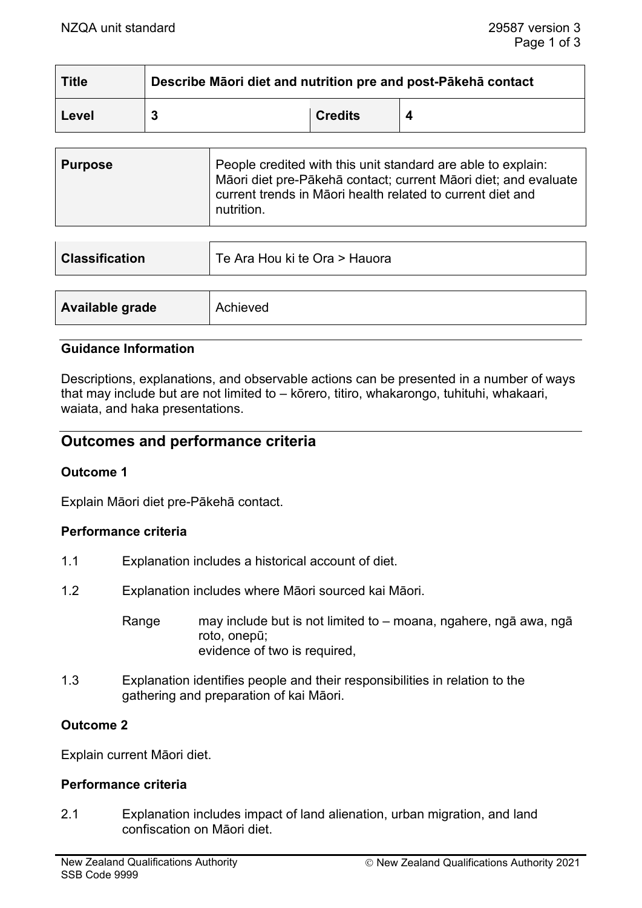| Title | Describe Māori diet and nutrition pre and post-Pākehā contact | | |
|---|---|---|---|
| Level | 3 | Credits | 4 |

| Purpose | People credited with this unit standard are able to explain: Māori diet pre-Pākehā contact; current Māori diet; and evaluate current trends in Māori health related to current diet and nutrition. |
|---|---|

| Classification | Te Ara Hou ki te Ora > Hauora |
|---|---|

| Available grade | Achieved |
|---|---|

### Guidance Information

Descriptions, explanations, and observable actions can be presented in a number of ways that may include but are not limited to – kōrero, titiro, whakarongo, tuhituhi, whakaari, waiata, and haka presentations.

## Outcomes and performance criteria

### Outcome 1

Explain Māori diet pre-Pākehā contact.

#### Performance criteria

1.1 Explanation includes a historical account of diet.

1.2 Explanation includes where Māori sourced kai Māori.

Range: may include but is not limited to – moana, ngahere, ngā awa, ngā roto, onepū;
evidence of two is required,

1.3 Explanation identifies people and their responsibilities in relation to the gathering and preparation of kai Māori.

### Outcome 2

Explain current Māori diet.

#### Performance criteria

2.1 Explanation includes impact of land alienation, urban migration, and land confiscation on Māori diet.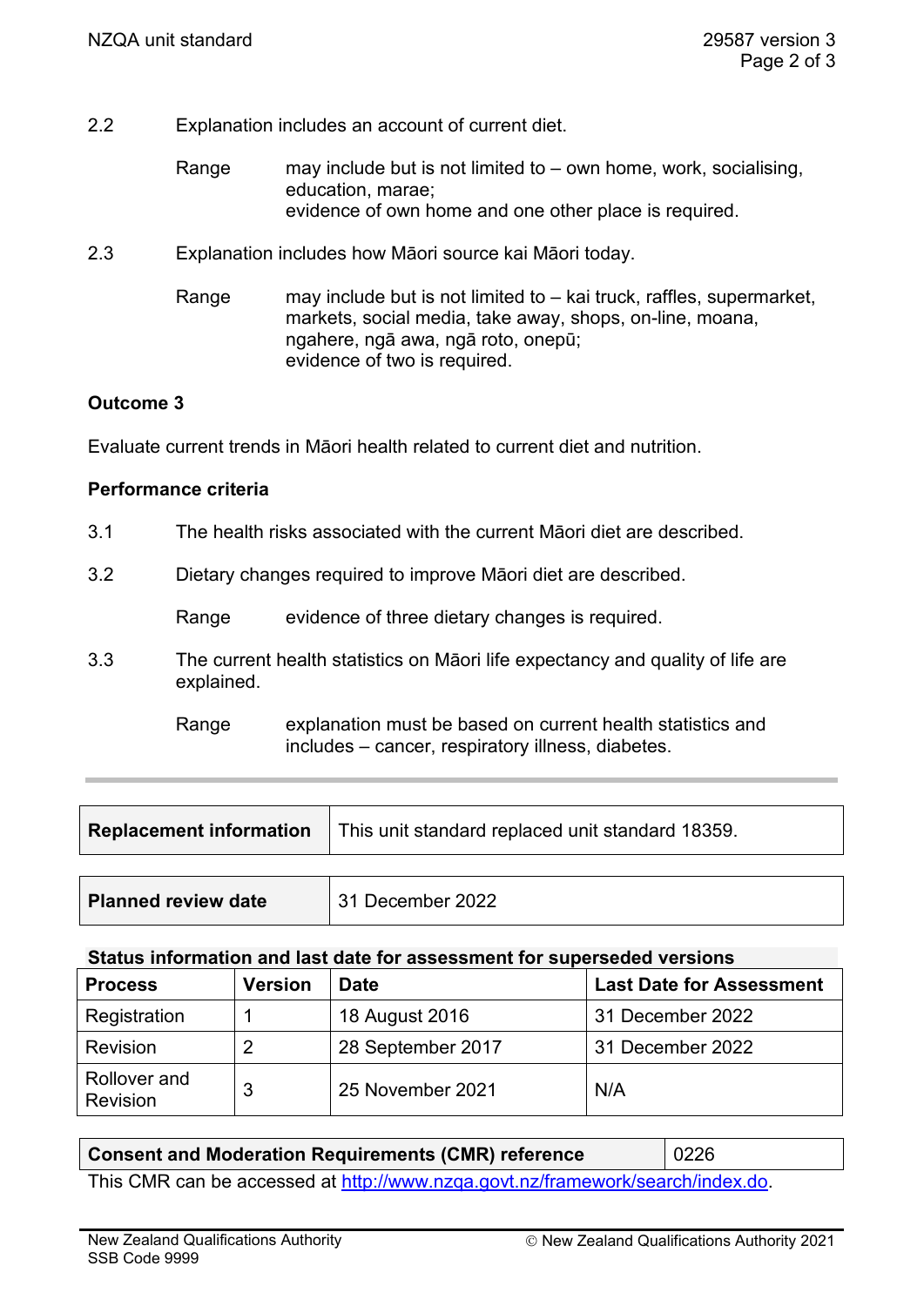2.2 Explanation includes an account of current diet.

Range may include but is not limited to – own home, work, socialising, education, marae;
evidence of own home and one other place is required.

2.3 Explanation includes how Māori source kai Māori today.

Range may include but is not limited to – kai truck, raffles, supermarket, markets, social media, take away, shops, on-line, moana, ngahere, ngā awa, ngā roto, onepū;
evidence of two is required.

**Outcome 3**

Evaluate current trends in Māori health related to current diet and nutrition.

**Performance criteria**

3.1 The health risks associated with the current Māori diet are described.

3.2 Dietary changes required to improve Māori diet are described.

Range evidence of three dietary changes is required.

3.3 The current health statistics on Māori life expectancy and quality of life are explained.

Range explanation must be based on current health statistics and includes – cancer, respiratory illness, diabetes.

| **Replacement information** | This unit standard replaced unit standard 18359. |
|---|---|

| **Planned review date** | 31 December 2022 |
|---|---|

**Status information and last date for assessment for superseded versions**

| Process | Version | Date | Last Date for Assessment |
|---|---|---|---|
| Registration | 1 | 18 August 2016 | 31 December 2022 |
| Revision | 2 | 28 September 2017 | 31 December 2022 |
| Rollover and Revision | 3 | 25 November 2021 | N/A |

| **Consent and Moderation Requirements (CMR) reference** | 0226 |
|---|---|

This CMR can be accessed at http://www.nzqa.govt.nz/framework/search/index.do.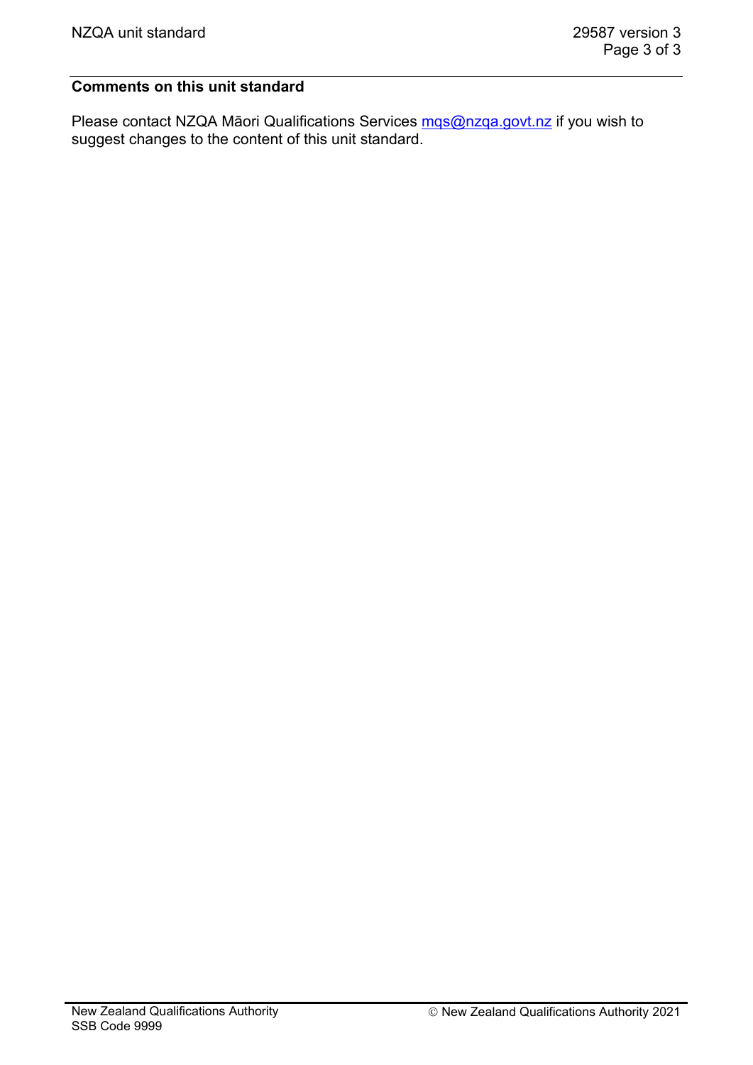**Comments on this unit standard**

Please contact NZQA Māori Qualifications Services mqs@nzqa.govt.nz if you wish to suggest changes to the content of this unit standard.